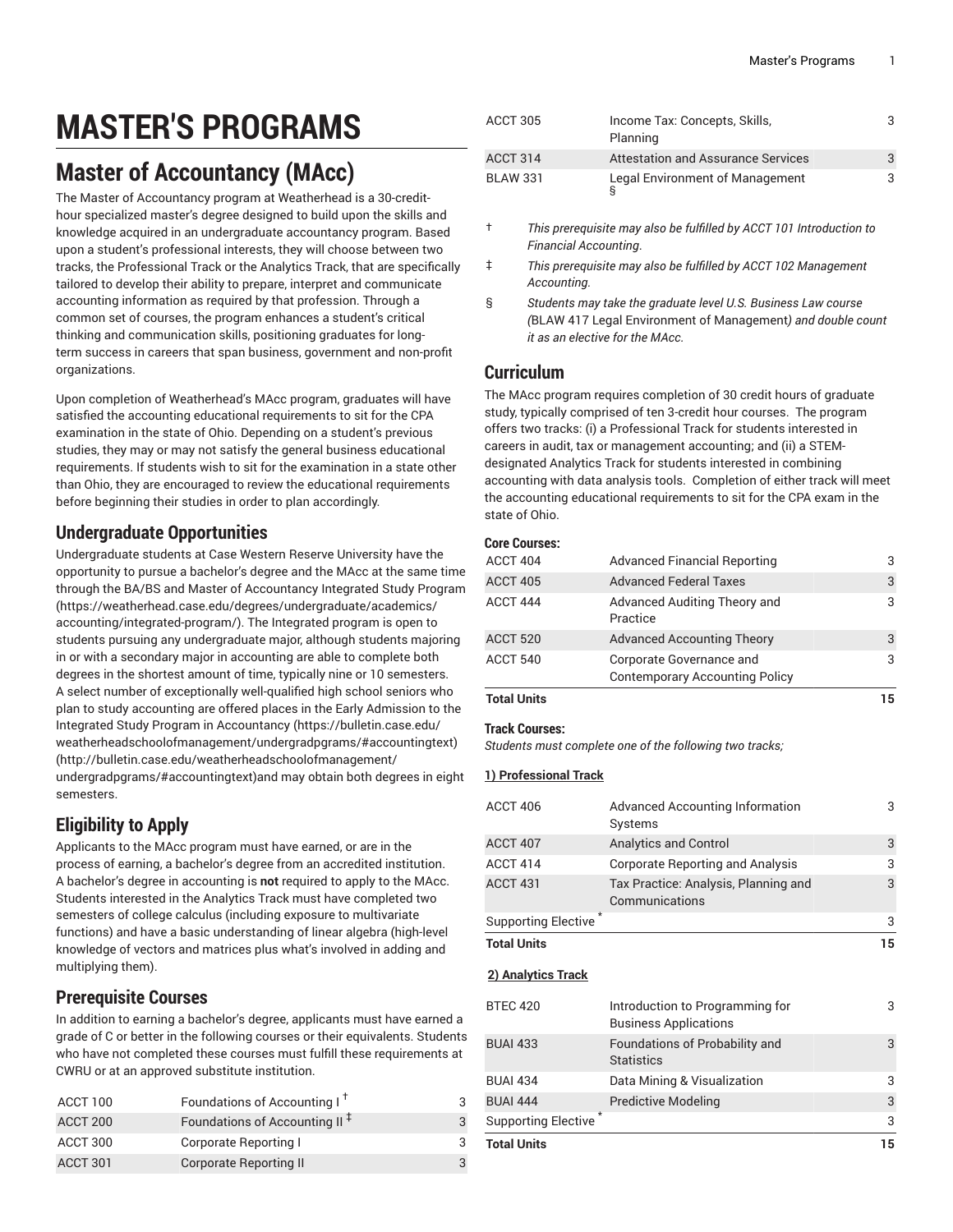# MASTER'S PROGRAMS

## Master of Accountancy (MAcc)

The Master of Accountancy program at Weatherhead is a 30-credit-hour specialized master's degree designed to build upon the skills and knowledge acquired in an undergraduate accountancy program. Based upon a student's professional interests, they will choose between two tracks, the Professional Track or the Analytics Track, that are specifically tailored to develop their ability to prepare, interpret and communicate accounting information as required by that profession. Through a common set of courses, the program enhances a student's critical thinking and communication skills, positioning graduates for long-term success in careers that span business, government and non-profit organizations.

Upon completion of Weatherhead's MAcc program, graduates will have satisfied the accounting educational requirements to sit for the CPA examination in the state of Ohio. Depending on a student's previous studies, they may or may not satisfy the general business educational requirements. If students wish to sit for the examination in a state other than Ohio, they are encouraged to review the educational requirements before beginning their studies in order to plan accordingly.

### Undergraduate Opportunities

Undergraduate students at Case Western Reserve University have the opportunity to pursue a bachelor's degree and the MAcc at the same time through the BA/BS and Master of Accountancy Integrated Study Program (https://weatherhead.case.edu/degrees/undergraduate/academics/accounting/integrated-program/). The Integrated program is open to students pursuing any undergraduate major, although students majoring in or with a secondary major in accounting are able to complete both degrees in the shortest amount of time, typically nine or 10 semesters. A select number of exceptionally well-qualified high school seniors who plan to study accounting are offered places in the Early Admission to the Integrated Study Program in Accountancy (https://bulletin.case.edu/weatherheadschoolofmanagement/undergradpgrams/#accountingtext) (http://bulletin.case.edu/weatherheadschoolofmanagement/undergradpgrams/#accountingtext)and may obtain both degrees in eight semesters.

### Eligibility to Apply

Applicants to the MAcc program must have earned, or are in the process of earning, a bachelor's degree from an accredited institution. A bachelor's degree in accounting is **not** required to apply to the MAcc. Students interested in the Analytics Track must have completed two semesters of college calculus (including exposure to multivariate functions) and have a basic understanding of linear algebra (high-level knowledge of vectors and matrices plus what's involved in adding and multiplying them).

### Prerequisite Courses

In addition to earning a bachelor's degree, applicants must have earned a grade of C or better in the following courses or their equivalents. Students who have not completed these courses must fulfill these requirements at CWRU or at an approved substitute institution.

| | | |
|---|---|---|
| ACCT 100 | Foundations of Accounting I † | 3 |
| ACCT 200 | Foundations of Accounting II ‡ | 3 |
| ACCT 300 | Corporate Reporting I | 3 |
| ACCT 301 | Corporate Reporting II | 3 |
| ACCT 305 | Income Tax: Concepts, Skills, Planning | 3 |
| ACCT 314 | Attestation and Assurance Services | 3 |
| BLAW 331 | Legal Environment of Management § | 3 |

† *This prerequisite may also be fulfilled by ACCT 101 Introduction to Financial Accounting.*

‡ *This prerequisite may also be fulfilled by ACCT 102 Management Accounting.*

§ *Students may take the graduate level U.S. Business Law course (*BLAW 417 Legal Environment of Management*) and double count it as an elective for the MAcc.*

### Curriculum

The MAcc program requires completion of 30 credit hours of graduate study, typically comprised of ten 3-credit hour courses. The program offers two tracks: (i) a Professional Track for students interested in careers in audit, tax or management accounting; and (ii) a STEM-designated Analytics Track for students interested in combining accounting with data analysis tools. Completion of either track will meet the accounting educational requirements to sit for the CPA exam in the state of Ohio.

**Core Courses:**

| | | |
|---|---|---|
| ACCT 404 | Advanced Financial Reporting | 3 |
| ACCT 405 | Advanced Federal Taxes | 3 |
| ACCT 444 | Advanced Auditing Theory and Practice | 3 |
| ACCT 520 | Advanced Accounting Theory | 3 |
| ACCT 540 | Corporate Governance and Contemporary Accounting Policy | 3 |
| **Total Units** | | **15** |

**Track Courses:**

*Students must complete one of the following two tracks;*

**1) Professional Track**

| | | |
|---|---|---|
| ACCT 406 | Advanced Accounting Information Systems | 3 |
| ACCT 407 | Analytics and Control | 3 |
| ACCT 414 | Corporate Reporting and Analysis | 3 |
| ACCT 431 | Tax Practice: Analysis, Planning and Communications | 3 |
| Supporting Elective * | | 3 |
| **Total Units** | | **15** |

**2) Analytics Track**

| | | |
|---|---|---|
| BTEC 420 | Introduction to Programming for Business Applications | 3 |
| BUAI 433 | Foundations of Probability and Statistics | 3 |
| BUAI 434 | Data Mining & Visualization | 3 |
| BUAI 444 | Predictive Modeling | 3 |
| Supporting Elective * | | 3 |
| **Total Units** | | **15** |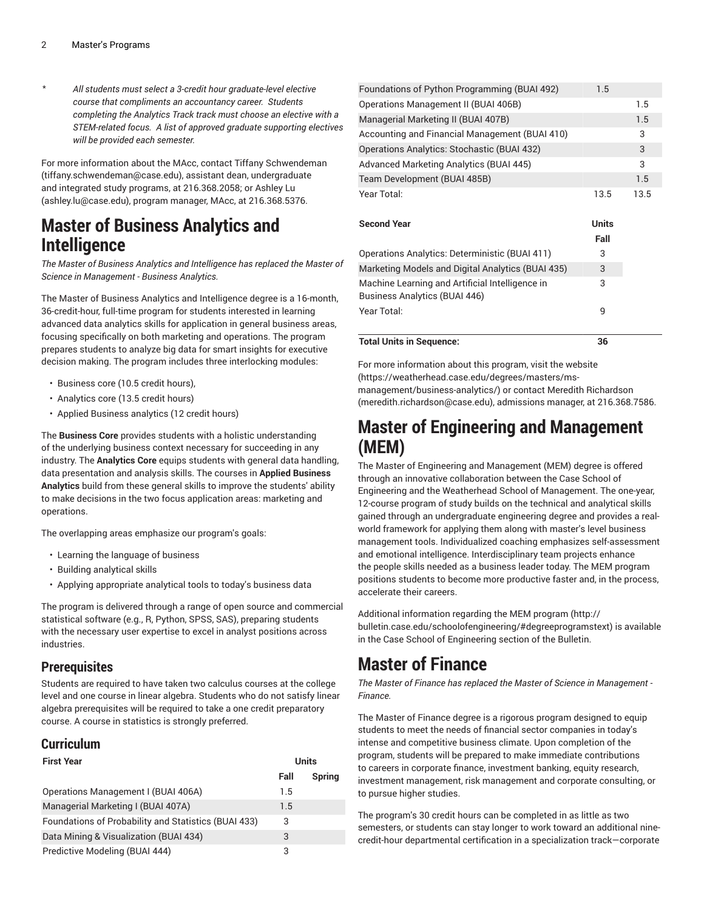\* *All students must select a 3-credit hour graduate-level elective course that compliments an accountancy career. Students completing the Analytics Track track must choose an elective with a STEM-related focus. A list of approved graduate supporting electives will be provided each semester.*

For more information about the MAcc, contact Tiffany Schwendeman (tiffany.schwendeman@case.edu), assistant dean, undergraduate and integrated study programs, at 216.368.2058; or Ashley Lu (ashley.lu@case.edu), program manager, MAcc, at 216.368.5376.

# Master of Business Analytics and Intelligence

*The Master of Business Analytics and Intelligence has replaced the Master of Science in Management - Business Analytics.*

The Master of Business Analytics and Intelligence degree is a 16-month, 36-credit-hour, full-time program for students interested in learning advanced data analytics skills for application in general business areas, focusing specifically on both marketing and operations. The program prepares students to analyze big data for smart insights for executive decision making. The program includes three interlocking modules:

- Business core (10.5 credit hours),
- Analytics core (13.5 credit hours)
- Applied Business analytics (12 credit hours)

The **Business Core** provides students with a holistic understanding of the underlying business context necessary for succeeding in any industry. The **Analytics Core** equips students with general data handling, data presentation and analysis skills. The courses in **Applied Business Analytics** build from these general skills to improve the students' ability to make decisions in the two focus application areas: marketing and operations.

The overlapping areas emphasize our program's goals:

- Learning the language of business
- Building analytical skills
- Applying appropriate analytical tools to today's business data

The program is delivered through a range of open source and commercial statistical software (e.g., R, Python, SPSS, SAS), preparing students with the necessary user expertise to excel in analyst positions across industries.

## Prerequisites

Students are required to have taken two calculus courses at the college level and one course in linear algebra. Students who do not satisfy linear algebra prerequisites will be required to take a one credit preparatory course. A course in statistics is strongly preferred.

## Curriculum

| First Year | Units | |
|---|---|---|
| | Fall | Spring |
| Operations Management I (BUAI 406A) | 1.5 | |
| Managerial Marketing I (BUAI 407A) | 1.5 | |
| Foundations of Probability and Statistics (BUAI 433) | 3 | |
| Data Mining & Visualization (BUAI 434) | 3 | |
| Predictive Modeling (BUAI 444) | 3 | |
| Foundations of Python Programming (BUAI 492) | 1.5 | |
| Operations Management II (BUAI 406B) | | 1.5 |
| Managerial Marketing II (BUAI 407B) | | 1.5 |
| Accounting and Financial Management (BUAI 410) | | 3 |
| Operations Analytics: Stochastic (BUAI 432) | | 3 |
| Advanced Marketing Analytics (BUAI 445) | | 3 |
| Team Development (BUAI 485B) | | 1.5 |
| Year Total: | 13.5 | 13.5 |

| Second Year | Units |
|---|---|
| | Fall |
| Operations Analytics: Deterministic (BUAI 411) | 3 |
| Marketing Models and Digital Analytics (BUAI 435) | 3 |
| Machine Learning and Artificial Intelligence in Business Analytics (BUAI 446) | 3 |
| Year Total: | 9 |

| Total Units in Sequence: | 36 |
|---|---|

For more information about this program, visit the website (https://weatherhead.case.edu/degrees/masters/ms-management/business-analytics/) or contact Meredith Richardson (meredith.richardson@case.edu), admissions manager, at 216.368.7586.

# Master of Engineering and Management (MEM)

The Master of Engineering and Management (MEM) degree is offered through an innovative collaboration between the Case School of Engineering and the Weatherhead School of Management. The one-year, 12-course program of study builds on the technical and analytical skills gained through an undergraduate engineering degree and provides a real-world framework for applying them along with master's level business management tools. Individualized coaching emphasizes self-assessment and emotional intelligence. Interdisciplinary team projects enhance the people skills needed as a business leader today. The MEM program positions students to become more productive faster and, in the process, accelerate their careers.

Additional information regarding the MEM program (http://bulletin.case.edu/schoolofengineering/#degreeprogramstext) is available in the Case School of Engineering section of the Bulletin.

# Master of Finance

*The Master of Finance has replaced the Master of Science in Management - Finance.*

The Master of Finance degree is a rigorous program designed to equip students to meet the needs of financial sector companies in today's intense and competitive business climate. Upon completion of the program, students will be prepared to make immediate contributions to careers in corporate finance, investment banking, equity research, investment management, risk management and corporate consulting, or to pursue higher studies.

The program's 30 credit hours can be completed in as little as two semesters, or students can stay longer to work toward an additional nine-credit-hour departmental certification in a specialization track—corporate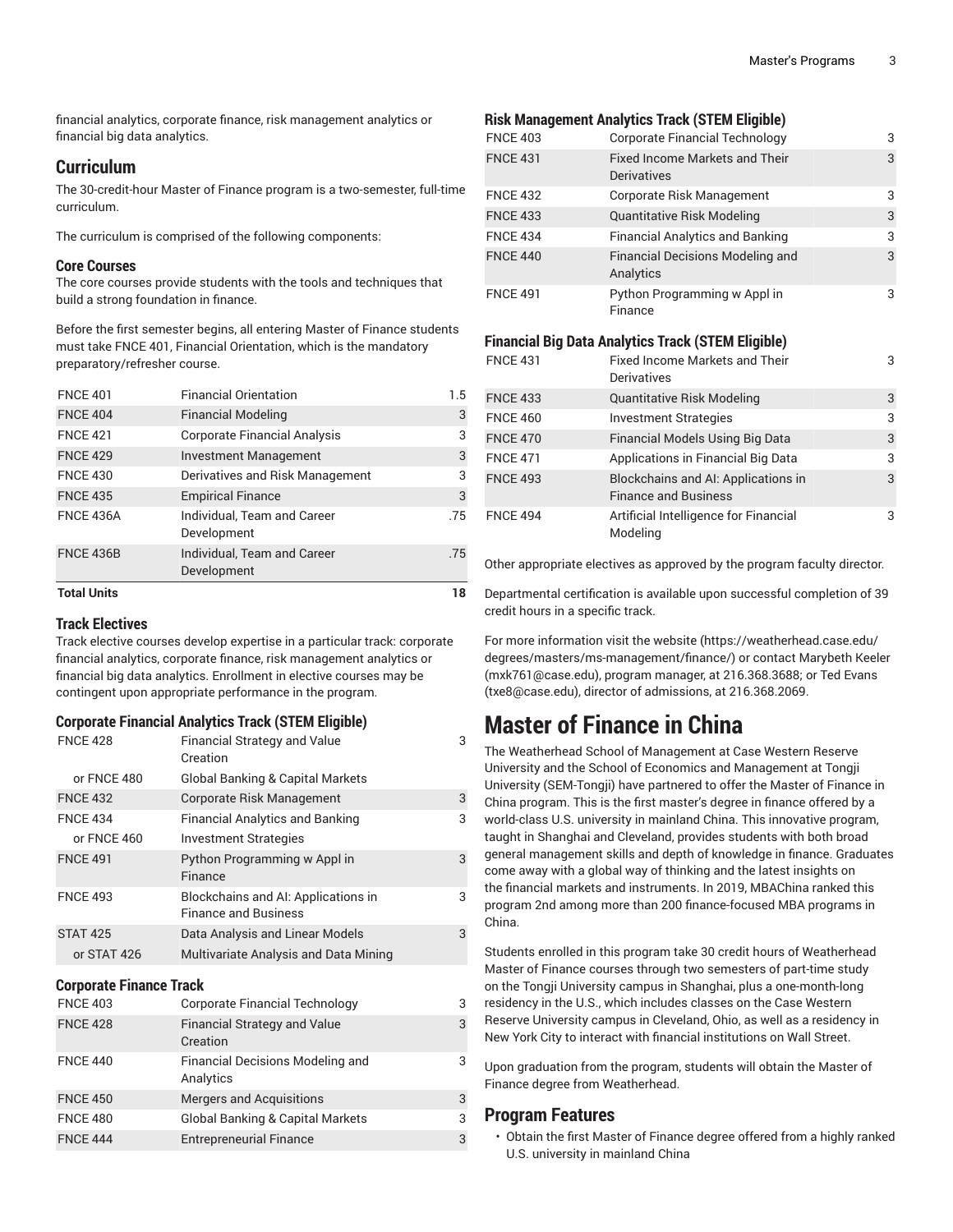financial analytics, corporate finance, risk management analytics or financial big data analytics.

## Curriculum

The 30-credit-hour Master of Finance program is a two-semester, full-time curriculum.

The curriculum is comprised of the following components:

### Core Courses

The core courses provide students with the tools and techniques that build a strong foundation in finance.

Before the first semester begins, all entering Master of Finance students must take FNCE 401, Financial Orientation, which is the mandatory preparatory/refresher course.

| | | |
|---|---|---|
| FNCE 401 | Financial Orientation | 1.5 |
| FNCE 404 | Financial Modeling | 3 |
| FNCE 421 | Corporate Financial Analysis | 3 |
| FNCE 429 | Investment Management | 3 |
| FNCE 430 | Derivatives and Risk Management | 3 |
| FNCE 435 | Empirical Finance | 3 |
| FNCE 436A | Individual, Team and Career Development | .75 |
| FNCE 436B | Individual, Team and Career Development | .75 |
| **Total Units** | | **18** |

### Track Electives

Track elective courses develop expertise in a particular track: corporate financial analytics, corporate finance, risk management analytics or financial big data analytics. Enrollment in elective courses may be contingent upon appropriate performance in the program.

#### Corporate Financial Analytics Track (STEM Eligible)

| | | |
|---|---|---|
| FNCE 428 | Financial Strategy and Value Creation | 3 |
| or FNCE 480 | Global Banking & Capital Markets | |
| FNCE 432 | Corporate Risk Management | 3 |
| FNCE 434 | Financial Analytics and Banking | 3 |
| or FNCE 460 | Investment Strategies | |
| FNCE 491 | Python Programming w Appl in Finance | 3 |
| FNCE 493 | Blockchains and AI: Applications in Finance and Business | 3 |
| STAT 425 | Data Analysis and Linear Models | 3 |
| or STAT 426 | Multivariate Analysis and Data Mining | |

#### Corporate Finance Track

| | | |
|---|---|---|
| FNCE 403 | Corporate Financial Technology | 3 |
| FNCE 428 | Financial Strategy and Value Creation | 3 |
| FNCE 440 | Financial Decisions Modeling and Analytics | 3 |
| FNCE 450 | Mergers and Acquisitions | 3 |
| FNCE 480 | Global Banking & Capital Markets | 3 |
| FNCE 444 | Entrepreneurial Finance | 3 |

#### Risk Management Analytics Track (STEM Eligible)

| | | |
|---|---|---|
| FNCE 403 | Corporate Financial Technology | 3 |
| FNCE 431 | Fixed Income Markets and Their Derivatives | 3 |
| FNCE 432 | Corporate Risk Management | 3 |
| FNCE 433 | Quantitative Risk Modeling | 3 |
| FNCE 434 | Financial Analytics and Banking | 3 |
| FNCE 440 | Financial Decisions Modeling and Analytics | 3 |
| FNCE 491 | Python Programming w Appl in Finance | 3 |

#### Financial Big Data Analytics Track (STEM Eligible)

| | | |
|---|---|---|
| FNCE 431 | Fixed Income Markets and Their Derivatives | 3 |
| FNCE 433 | Quantitative Risk Modeling | 3 |
| FNCE 460 | Investment Strategies | 3 |
| FNCE 470 | Financial Models Using Big Data | 3 |
| FNCE 471 | Applications in Financial Big Data | 3 |
| FNCE 493 | Blockchains and AI: Applications in Finance and Business | 3 |
| FNCE 494 | Artificial Intelligence for Financial Modeling | 3 |

Other appropriate electives as approved by the program faculty director.

Departmental certification is available upon successful completion of 39 credit hours in a specific track.

For more information visit the website (https://weatherhead.case.edu/degrees/masters/ms-management/finance/) or contact Marybeth Keeler (mxk761@case.edu), program manager, at 216.368.3688; or Ted Evans (txe8@case.edu), director of admissions, at 216.368.2069.

# Master of Finance in China

The Weatherhead School of Management at Case Western Reserve University and the School of Economics and Management at Tongji University (SEM-Tongji) have partnered to offer the Master of Finance in China program. This is the first master's degree in finance offered by a world-class U.S. university in mainland China. This innovative program, taught in Shanghai and Cleveland, provides students with both broad general management skills and depth of knowledge in finance. Graduates come away with a global way of thinking and the latest insights on the financial markets and instruments. In 2019, MBAChina ranked this program 2nd among more than 200 finance-focused MBA programs in China.

Students enrolled in this program take 30 credit hours of Weatherhead Master of Finance courses through two semesters of part-time study on the Tongji University campus in Shanghai, plus a one-month-long residency in the U.S., which includes classes on the Case Western Reserve University campus in Cleveland, Ohio, as well as a residency in New York City to interact with financial institutions on Wall Street.

Upon graduation from the program, students will obtain the Master of Finance degree from Weatherhead.

## Program Features

- Obtain the first Master of Finance degree offered from a highly ranked U.S. university in mainland China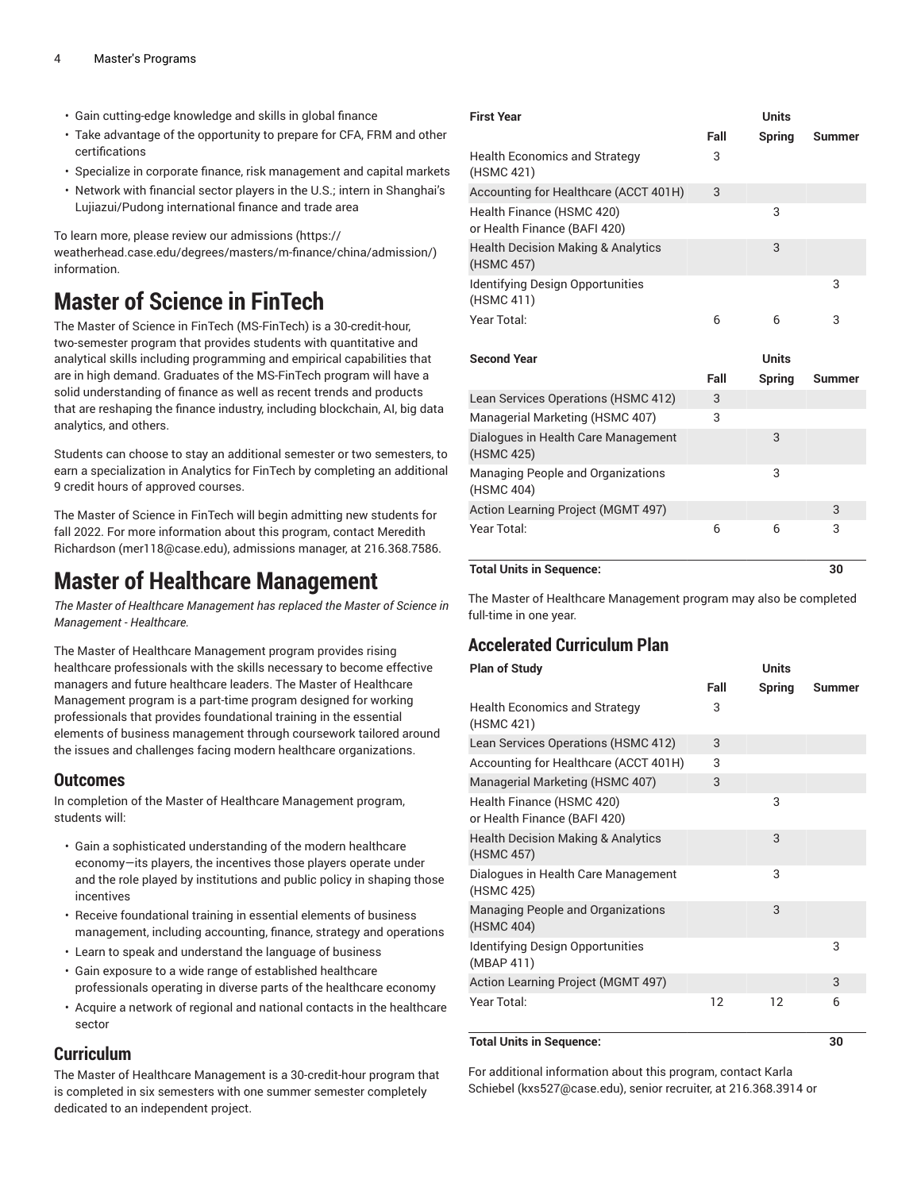- Gain cutting-edge knowledge and skills in global finance
- Take advantage of the opportunity to prepare for CFA, FRM and other certifications
- Specialize in corporate finance, risk management and capital markets
- Network with financial sector players in the U.S.; intern in Shanghai's Lujiazui/Pudong international finance and trade area

To learn more, please review our admissions (https://weatherhead.case.edu/degrees/masters/m-finance/china/admission/) information.

# Master of Science in FinTech

The Master of Science in FinTech (MS-FinTech) is a 30-credit-hour, two-semester program that provides students with quantitative and analytical skills including programming and empirical capabilities that are in high demand. Graduates of the MS-FinTech program will have a solid understanding of finance as well as recent trends and products that are reshaping the finance industry, including blockchain, AI, big data analytics, and others.

Students can choose to stay an additional semester or two semesters, to earn a specialization in Analytics for FinTech by completing an additional 9 credit hours of approved courses.

The Master of Science in FinTech will begin admitting new students for fall 2022. For more information about this program, contact Meredith Richardson (mer118@case.edu), admissions manager, at 216.368.7586.

# Master of Healthcare Management

*The Master of Healthcare Management has replaced the Master of Science in Management - Healthcare.*

The Master of Healthcare Management program provides rising healthcare professionals with the skills necessary to become effective managers and future healthcare leaders. The Master of Healthcare Management program is a part-time program designed for working professionals that provides foundational training in the essential elements of business management through coursework tailored around the issues and challenges facing modern healthcare organizations.

## Outcomes

In completion of the Master of Healthcare Management program, students will:

- Gain a sophisticated understanding of the modern healthcare economy—its players, the incentives those players operate under and the role played by institutions and public policy in shaping those incentives
- Receive foundational training in essential elements of business management, including accounting, finance, strategy and operations
- Learn to speak and understand the language of business
- Gain exposure to a wide range of established healthcare professionals operating in diverse parts of the healthcare economy
- Acquire a network of regional and national contacts in the healthcare sector

## Curriculum

The Master of Healthcare Management is a 30-credit-hour program that is completed in six semesters with one summer semester completely dedicated to an independent project.

| First Year | | Units | |
|---|---|---|---|
| | Fall | Spring | Summer |
| Health Economics and Strategy (HSMC 421) | 3 | | |
| Accounting for Healthcare (ACCT 401H) | 3 | | |
| Health Finance (HSMC 420) or Health Finance (BAFI 420) | | 3 | |
| Health Decision Making & Analytics (HSMC 457) | | 3 | |
| Identifying Design Opportunities (HSMC 411) | | | 3 |
| Year Total: | 6 | 6 | 3 |

| Second Year | | Units | |
|---|---|---|---|
| | Fall | Spring | Summer |
| Lean Services Operations (HSMC 412) | 3 | | |
| Managerial Marketing (HSMC 407) | 3 | | |
| Dialogues in Health Care Management (HSMC 425) | | 3 | |
| Managing People and Organizations (HSMC 404) | | 3 | |
| Action Learning Project (MGMT 497) | | | 3 |
| Year Total: | 6 | 6 | 3 |

| | | | |
|---|---|---|---|
| **Total Units in Sequence:** | | | **30** |

The Master of Healthcare Management program may also be completed full-time in one year.

## Accelerated Curriculum Plan

| Plan of Study | | Units | |
|---|---|---|---|
| | Fall | Spring | Summer |
| Health Economics and Strategy (HSMC 421) | 3 | | |
| Lean Services Operations (HSMC 412) | 3 | | |
| Accounting for Healthcare (ACCT 401H) | 3 | | |
| Managerial Marketing (HSMC 407) | 3 | | |
| Health Finance (HSMC 420) or Health Finance (BAFI 420) | | 3 | |
| Health Decision Making & Analytics (HSMC 457) | | 3 | |
| Dialogues in Health Care Management (HSMC 425) | | 3 | |
| Managing People and Organizations (HSMC 404) | | 3 | |
| Identifying Design Opportunities (MBAP 411) | | | 3 |
| Action Learning Project (MGMT 497) | | | 3 |
| Year Total: | 12 | 12 | 6 |

| | | | |
|---|---|---|---|
| **Total Units in Sequence:** | | | **30** |

For additional information about this program, contact Karla Schiebel (kxs527@case.edu), senior recruiter, at 216.368.3914 or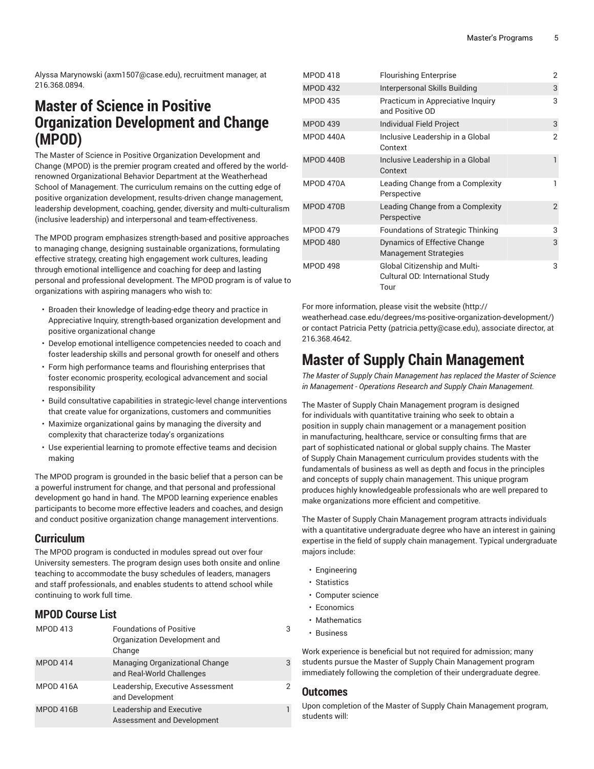Alyssa Marynowski (axm1507@case.edu), recruitment manager, at 216.368.0894.

# Master of Science in Positive Organization Development and Change (MPOD)

The Master of Science in Positive Organization Development and Change (MPOD) is the premier program created and offered by the world-renowned Organizational Behavior Department at the Weatherhead School of Management. The curriculum remains on the cutting edge of positive organization development, results-driven change management, leadership development, coaching, gender, diversity and multi-culturalism (inclusive leadership) and interpersonal and team-effectiveness.

The MPOD program emphasizes strength-based and positive approaches to managing change, designing sustainable organizations, formulating effective strategy, creating high engagement work cultures, leading through emotional intelligence and coaching for deep and lasting personal and professional development. The MPOD program is of value to organizations with aspiring managers who wish to:

- Broaden their knowledge of leading-edge theory and practice in Appreciative Inquiry, strength-based organization development and positive organizational change
- Develop emotional intelligence competencies needed to coach and foster leadership skills and personal growth for oneself and others
- Form high performance teams and flourishing enterprises that foster economic prosperity, ecological advancement and social responsibility
- Build consultative capabilities in strategic-level change interventions that create value for organizations, customers and communities
- Maximize organizational gains by managing the diversity and complexity that characterize today's organizations
- Use experiential learning to promote effective teams and decision making

The MPOD program is grounded in the basic belief that a person can be a powerful instrument for change, and that personal and professional development go hand in hand. The MPOD learning experience enables participants to become more effective leaders and coaches, and design and conduct positive organization change management interventions.

## Curriculum

The MPOD program is conducted in modules spread out over four University semesters. The program design uses both onsite and online teaching to accommodate the busy schedules of leaders, managers and staff professionals, and enables students to attend school while continuing to work full time.

### MPOD Course List

| | | |
|---|---|---|
| MPOD 413 | Foundations of Positive Organization Development and Change | 3 |
| MPOD 414 | Managing Organizational Change and Real-World Challenges | 3 |
| MPOD 416A | Leadership, Executive Assessment and Development | 2 |
| MPOD 416B | Leadership and Executive Assessment and Development | 1 |
| MPOD 418 | Flourishing Enterprise | 2 |
| MPOD 432 | Interpersonal Skills Building | 3 |
| MPOD 435 | Practicum in Appreciative Inquiry and Positive OD | 3 |
| MPOD 439 | Individual Field Project | 3 |
| MPOD 440A | Inclusive Leadership in a Global Context | 2 |
| MPOD 440B | Inclusive Leadership in a Global Context | 1 |
| MPOD 470A | Leading Change from a Complexity Perspective | 1 |
| MPOD 470B | Leading Change from a Complexity Perspective | 2 |
| MPOD 479 | Foundations of Strategic Thinking | 3 |
| MPOD 480 | Dynamics of Effective Change Management Strategies | 3 |
| MPOD 498 | Global Citizenship and Multi-Cultural OD: International Study Tour | 3 |

For more information, please visit the website (http://weatherhead.case.edu/degrees/ms-positive-organization-development/) or contact Patricia Petty (patricia.petty@case.edu), associate director, at 216.368.4642.

# Master of Supply Chain Management

*The Master of Supply Chain Management has replaced the Master of Science in Management - Operations Research and Supply Chain Management.*

The Master of Supply Chain Management program is designed for individuals with quantitative training who seek to obtain a position in supply chain management or a management position in manufacturing, healthcare, service or consulting firms that are part of sophisticated national or global supply chains. The Master of Supply Chain Management curriculum provides students with the fundamentals of business as well as depth and focus in the principles and concepts of supply chain management. This unique program produces highly knowledgeable professionals who are well prepared to make organizations more efficient and competitive.

The Master of Supply Chain Management program attracts individuals with a quantitative undergraduate degree who have an interest in gaining expertise in the field of supply chain management. Typical undergraduate majors include:

- Engineering
- Statistics
- Computer science
- Economics
- Mathematics
- Business

Work experience is beneficial but not required for admission; many students pursue the Master of Supply Chain Management program immediately following the completion of their undergraduate degree.

## Outcomes

Upon completion of the Master of Supply Chain Management program, students will: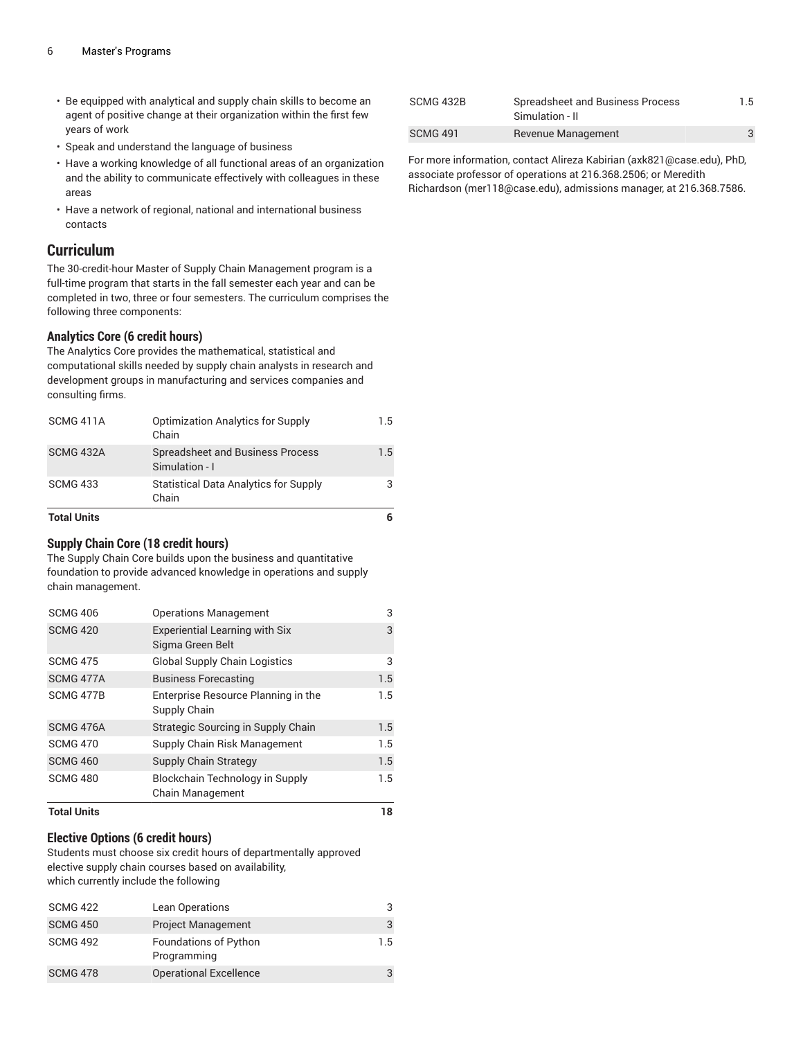- Be equipped with analytical and supply chain skills to become an agent of positive change at their organization within the first few years of work
- Speak and understand the language of business
- Have a working knowledge of all functional areas of an organization and the ability to communicate effectively with colleagues in these areas
- Have a network of regional, national and international business contacts

## Curriculum

The 30-credit-hour Master of Supply Chain Management program is a full-time program that starts in the fall semester each year and can be completed in two, three or four semesters. The curriculum comprises the following three components:

### Analytics Core (6 credit hours)

The Analytics Core provides the mathematical, statistical and computational skills needed by supply chain analysts in research and development groups in manufacturing and services companies and consulting firms.

| | | |
|---|---|---|
| SCMG 411A | Optimization Analytics for Supply Chain | 1.5 |
| SCMG 432A | Spreadsheet and Business Process Simulation - I | 1.5 |
| SCMG 433 | Statistical Data Analytics for Supply Chain | 3 |
| **Total Units** | | **6** |

### Supply Chain Core (18 credit hours)

The Supply Chain Core builds upon the business and quantitative foundation to provide advanced knowledge in operations and supply chain management.

| | | |
|---|---|---|
| SCMG 406 | Operations Management | 3 |
| SCMG 420 | Experiential Learning with Six Sigma Green Belt | 3 |
| SCMG 475 | Global Supply Chain Logistics | 3 |
| SCMG 477A | Business Forecasting | 1.5 |
| SCMG 477B | Enterprise Resource Planning in the Supply Chain | 1.5 |
| SCMG 476A | Strategic Sourcing in Supply Chain | 1.5 |
| SCMG 470 | Supply Chain Risk Management | 1.5 |
| SCMG 460 | Supply Chain Strategy | 1.5 |
| SCMG 480 | Blockchain Technology in Supply Chain Management | 1.5 |
| **Total Units** | | **18** |

### Elective Options (6 credit hours)

Students must choose six credit hours of departmentally approved elective supply chain courses based on availability, which currently include the following

| | | |
|---|---|---|
| SCMG 422 | Lean Operations | 3 |
| SCMG 450 | Project Management | 3 |
| SCMG 492 | Foundations of Python Programming | 1.5 |
| SCMG 478 | Operational Excellence | 3 |
| SCMG 432B | Spreadsheet and Business Process Simulation - II | 1.5 |
| SCMG 491 | Revenue Management | 3 |

For more information, contact Alireza Kabirian (axk821@case.edu), PhD, associate professor of operations at 216.368.2506; or Meredith Richardson (mer118@case.edu), admissions manager, at 216.368.7586.